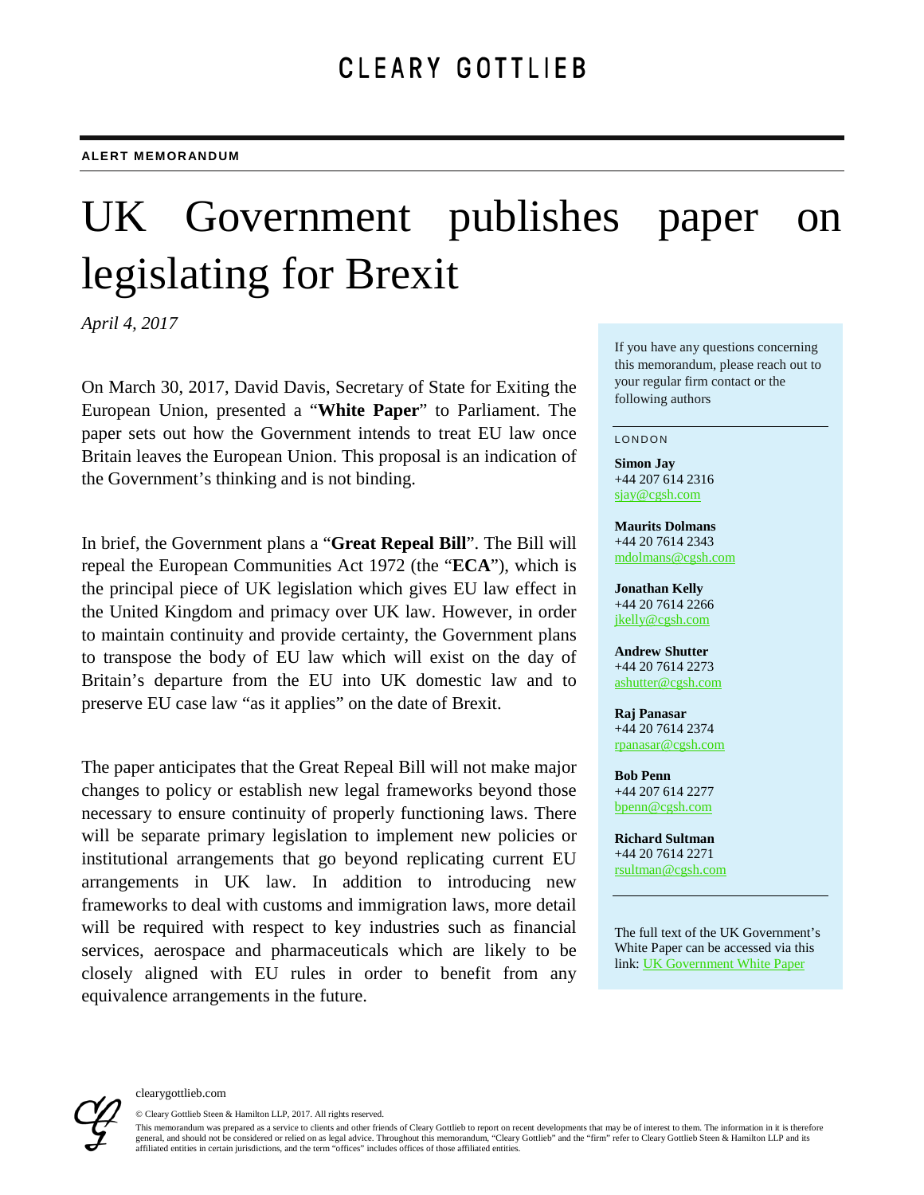CLEARY GOTTLIEB

**ALERT MEMORANDUM**

# UK Government publishes paper on legislating for Brexit

*April 4, 2017*

On March 30, 2017, David Davis, Secretary of State for Exiting the European Union, presented a "**White Paper**" to Parliament. The paper sets out how the Government intends to treat EU law once Britain leaves the European Union. This proposal is an indication of the Government's thinking and is not binding.

In brief, the Government plans a "**Great Repeal Bill**". The Bill will repeal the European Communities Act 1972 (the "**ECA**"), which is the principal piece of UK legislation which gives EU law effect in the United Kingdom and primacy over UK law. However, in order to maintain continuity and provide certainty, the Government plans to transpose the body of EU law which will exist on the day of Britain's departure from the EU into UK domestic law and to preserve EU case law "as it applies" on the date of Brexit.

The paper anticipates that the Great Repeal Bill will not make major changes to policy or establish new legal frameworks beyond those necessary to ensure continuity of properly functioning laws. There will be separate primary legislation to implement new policies or institutional arrangements that go beyond replicating current EU arrangements in UK law. In addition to introducing new frameworks to deal with customs and immigration laws, more detail will be required with respect to key industries such as financial services, aerospace and pharmaceuticals which are likely to be closely aligned with EU rules in order to benefit from any equivalence arrangements in the future.

If you have any questions concerning this memorandum, please reach out to your regular firm contact or the following authors

LONDON

**Simon Jay**
+44 207 614 2316
sjay@cgsh.com

**Maurits Dolmans**
+44 20 7614 2343
mdolmans@cgsh.com

**Jonathan Kelly**
+44 20 7614 2266
jkelly@cgsh.com

**Andrew Shutter**
+44 20 7614 2273
ashutter@cgsh.com

**Raj Panasar**
+44 20 7614 2374
rpanasar@cgsh.com

**Bob Penn**
+44 207 614 2277
bpenn@cgsh.com

**Richard Sultman**
+44 20 7614 2271
rsultman@cgsh.com

The full text of the UK Government's White Paper can be accessed via this link: UK Government White Paper

clearygottlieb.com

© Cleary Gottlieb Steen & Hamilton LLP, 2017. All rights reserved.

This memorandum was prepared as a service to clients and other friends of Cleary Gottlieb to report on recent developments that may be of interest to them. The information in it is therefore general, and should not be considered or relied on as legal advice. Throughout this memorandum, "Cleary Gottlieb" and the "firm" refer to Cleary Gottlieb Steen & Hamilton LLP and its affiliated entities in certain jurisdictions, and the term "offices" includes offices of those affiliated entities.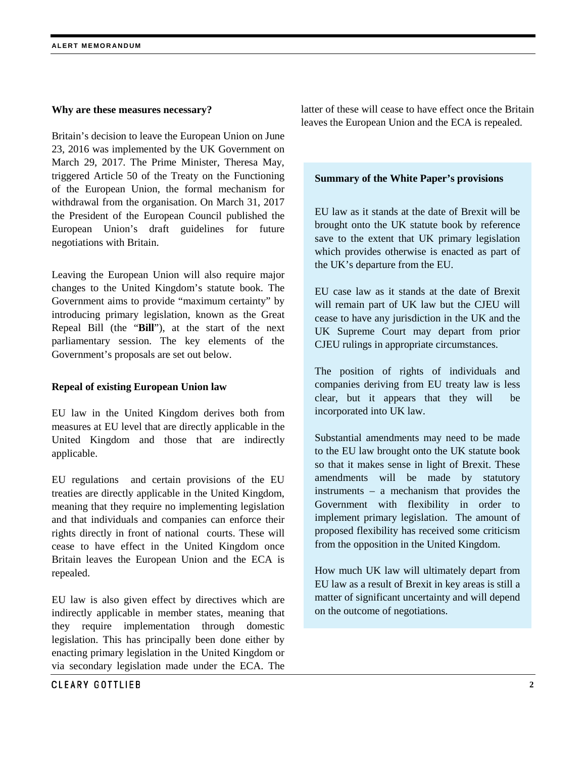**Why are these measures necessary?**

Britain's decision to leave the European Union on June 23, 2016 was implemented by the UK Government on March 29, 2017. The Prime Minister, Theresa May, triggered Article 50 of the Treaty on the Functioning of the European Union, the formal mechanism for withdrawal from the organisation. On March 31, 2017 the President of the European Council published the European Union's draft guidelines for future negotiations with Britain.

Leaving the European Union will also require major changes to the United Kingdom's statute book. The Government aims to provide "maximum certainty" by introducing primary legislation, known as the Great Repeal Bill (the "**Bill**"), at the start of the next parliamentary session. The key elements of the Government's proposals are set out below.

**Repeal of existing European Union law**

EU law in the United Kingdom derives both from measures at EU level that are directly applicable in the United Kingdom and those that are indirectly applicable.

EU regulations and certain provisions of the EU treaties are directly applicable in the United Kingdom, meaning that they require no implementing legislation and that individuals and companies can enforce their rights directly in front of national courts. These will cease to have effect in the United Kingdom once Britain leaves the European Union and the ECA is repealed.

EU law is also given effect by directives which are indirectly applicable in member states, meaning that they require implementation through domestic legislation. This has principally been done either by enacting primary legislation in the United Kingdom or via secondary legislation made under the ECA. The latter of these will cease to have effect once the Britain leaves the European Union and the ECA is repealed.

**Summary of the White Paper's provisions**

EU law as it stands at the date of Brexit will be brought onto the UK statute book by reference save to the extent that UK primary legislation which provides otherwise is enacted as part of the UK's departure from the EU.

EU case law as it stands at the date of Brexit will remain part of UK law but the CJEU will cease to have any jurisdiction in the UK and the UK Supreme Court may depart from prior CJEU rulings in appropriate circumstances.

The position of rights of individuals and companies deriving from EU treaty law is less clear, but it appears that they will be incorporated into UK law.

Substantial amendments may need to be made to the EU law brought onto the UK statute book so that it makes sense in light of Brexit. These amendments will be made by statutory instruments – a mechanism that provides the Government with flexibility in order to implement primary legislation. The amount of proposed flexibility has received some criticism from the opposition in the United Kingdom.

How much UK law will ultimately depart from EU law as a result of Brexit in key areas is still a matter of significant uncertainty and will depend on the outcome of negotiations.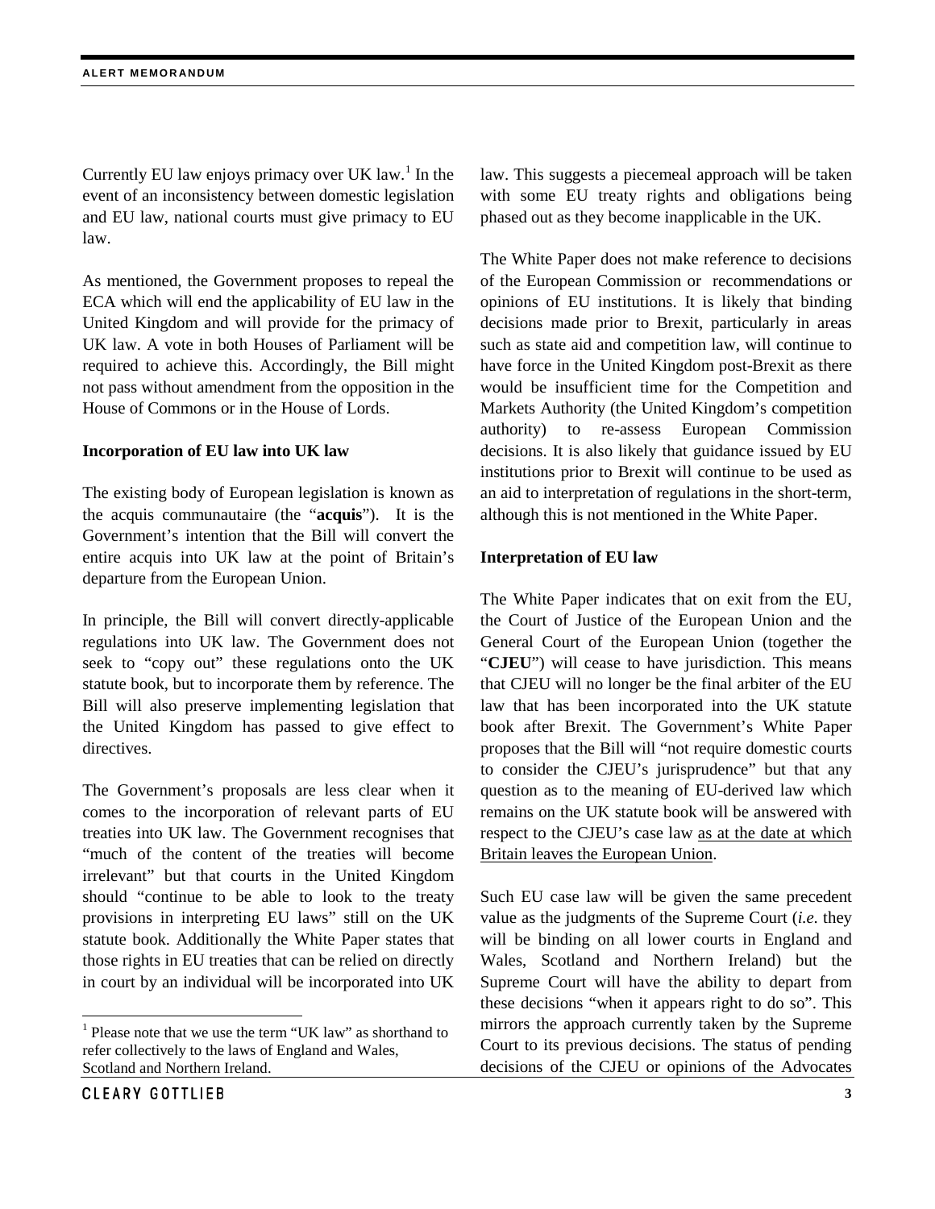Currently EU law enjoys primacy over UK law.[1] In the event of an inconsistency between domestic legislation and EU law, national courts must give primacy to EU law.

As mentioned, the Government proposes to repeal the ECA which will end the applicability of EU law in the United Kingdom and will provide for the primacy of UK law. A vote in both Houses of Parliament will be required to achieve this. Accordingly, the Bill might not pass without amendment from the opposition in the House of Commons or in the House of Lords.

**Incorporation of EU law into UK law**

The existing body of European legislation is known as the acquis communautaire (the "**acquis**"). It is the Government's intention that the Bill will convert the entire acquis into UK law at the point of Britain's departure from the European Union.

In principle, the Bill will convert directly-applicable regulations into UK law. The Government does not seek to "copy out" these regulations onto the UK statute book, but to incorporate them by reference. The Bill will also preserve implementing legislation that the United Kingdom has passed to give effect to directives.

The Government's proposals are less clear when it comes to the incorporation of relevant parts of EU treaties into UK law. The Government recognises that "much of the content of the treaties will become irrelevant" but that courts in the United Kingdom should "continue to be able to look to the treaty provisions in interpreting EU laws" still on the UK statute book. Additionally the White Paper states that those rights in EU treaties that can be relied on directly in court by an individual will be incorporated into UK law. This suggests a piecemeal approach will be taken with some EU treaty rights and obligations being phased out as they become inapplicable in the UK.

The White Paper does not make reference to decisions of the European Commission or recommendations or opinions of EU institutions. It is likely that binding decisions made prior to Brexit, particularly in areas such as state aid and competition law, will continue to have force in the United Kingdom post-Brexit as there would be insufficient time for the Competition and Markets Authority (the United Kingdom's competition authority) to re-assess European Commission decisions. It is also likely that guidance issued by EU institutions prior to Brexit will continue to be used as an aid to interpretation of regulations in the short-term, although this is not mentioned in the White Paper.

**Interpretation of EU law**

The White Paper indicates that on exit from the EU, the Court of Justice of the European Union and the General Court of the European Union (together the "**CJEU**") will cease to have jurisdiction. This means that CJEU will no longer be the final arbiter of the EU law that has been incorporated into the UK statute book after Brexit. The Government's White Paper proposes that the Bill will "not require domestic courts to consider the CJEU's jurisprudence" but that any question as to the meaning of EU-derived law which remains on the UK statute book will be answered with respect to the CJEU's case law <u>as at the date at which Britain leaves the European Union</u>.

Such EU case law will be given the same precedent value as the judgments of the Supreme Court (*i.e.* they will be binding on all lower courts in England and Wales, Scotland and Northern Ireland) but the Supreme Court will have the ability to depart from these decisions "when it appears right to do so". This mirrors the approach currently taken by the Supreme Court to its previous decisions. The status of pending decisions of the CJEU or opinions of the Advocates

[1] Please note that we use the term "UK law" as shorthand to refer collectively to the laws of England and Wales, Scotland and Northern Ireland.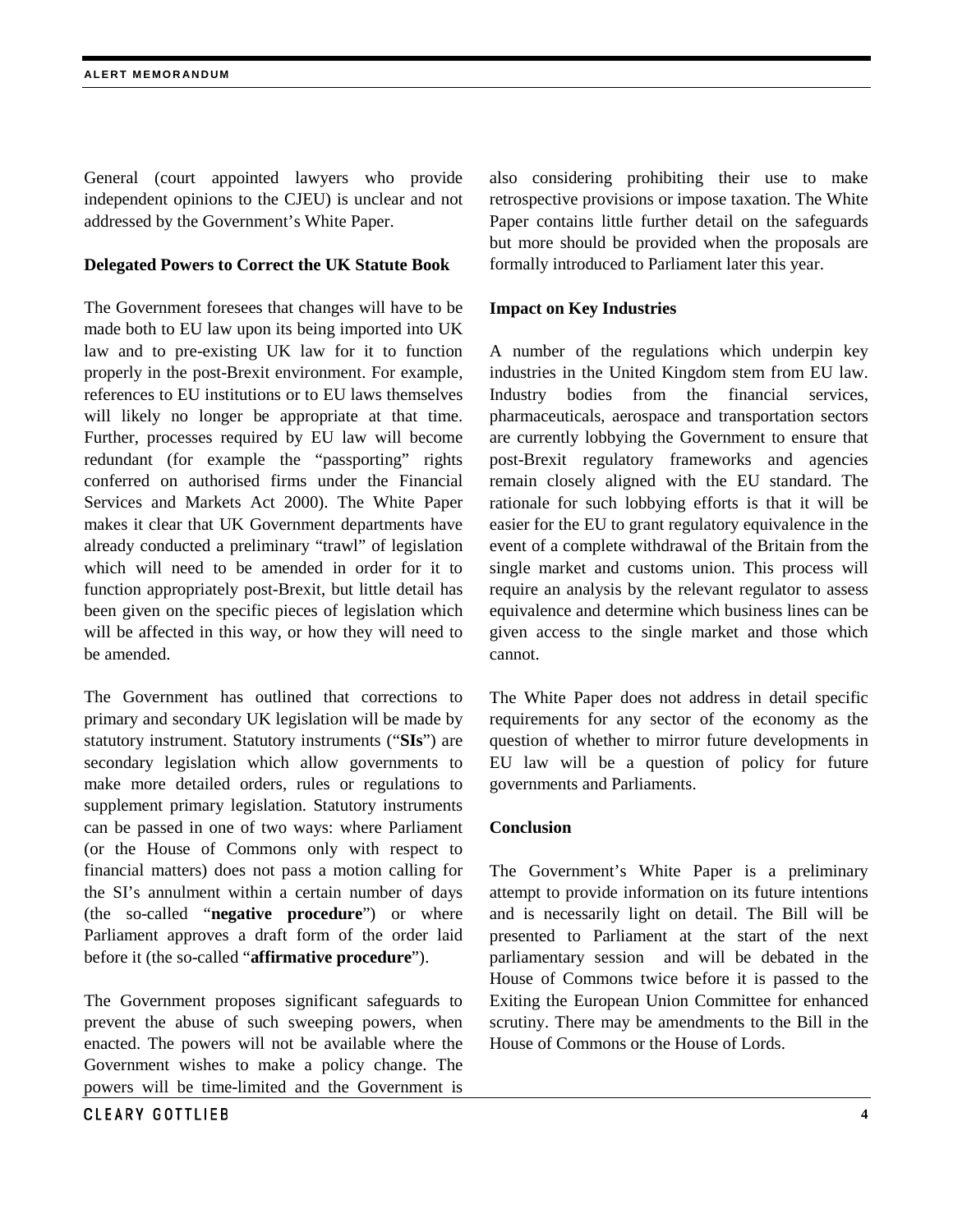General (court appointed lawyers who provide independent opinions to the CJEU) is unclear and not addressed by the Government's White Paper.

**Delegated Powers to Correct the UK Statute Book**

The Government foresees that changes will have to be made both to EU law upon its being imported into UK law and to pre-existing UK law for it to function properly in the post-Brexit environment. For example, references to EU institutions or to EU laws themselves will likely no longer be appropriate at that time. Further, processes required by EU law will become redundant (for example the "passporting" rights conferred on authorised firms under the Financial Services and Markets Act 2000). The White Paper makes it clear that UK Government departments have already conducted a preliminary "trawl" of legislation which will need to be amended in order for it to function appropriately post-Brexit, but little detail has been given on the specific pieces of legislation which will be affected in this way, or how they will need to be amended.

The Government has outlined that corrections to primary and secondary UK legislation will be made by statutory instrument. Statutory instruments ("**SIs**") are secondary legislation which allow governments to make more detailed orders, rules or regulations to supplement primary legislation. Statutory instruments can be passed in one of two ways: where Parliament (or the House of Commons only with respect to financial matters) does not pass a motion calling for the SI's annulment within a certain number of days (the so-called "**negative procedure**") or where Parliament approves a draft form of the order laid before it (the so-called "**affirmative procedure**").

The Government proposes significant safeguards to prevent the abuse of such sweeping powers, when enacted. The powers will not be available where the Government wishes to make a policy change. The powers will be time-limited and the Government is also considering prohibiting their use to make retrospective provisions or impose taxation. The White Paper contains little further detail on the safeguards but more should be provided when the proposals are formally introduced to Parliament later this year.

**Impact on Key Industries**

A number of the regulations which underpin key industries in the United Kingdom stem from EU law. Industry bodies from the financial services, pharmaceuticals, aerospace and transportation sectors are currently lobbying the Government to ensure that post-Brexit regulatory frameworks and agencies remain closely aligned with the EU standard. The rationale for such lobbying efforts is that it will be easier for the EU to grant regulatory equivalence in the event of a complete withdrawal of the Britain from the single market and customs union. This process will require an analysis by the relevant regulator to assess equivalence and determine which business lines can be given access to the single market and those which cannot.

The White Paper does not address in detail specific requirements for any sector of the economy as the question of whether to mirror future developments in EU law will be a question of policy for future governments and Parliaments.

**Conclusion**

The Government's White Paper is a preliminary attempt to provide information on its future intentions and is necessarily light on detail. The Bill will be presented to Parliament at the start of the next parliamentary session and will be debated in the House of Commons twice before it is passed to the Exiting the European Union Committee for enhanced scrutiny. There may be amendments to the Bill in the House of Commons or the House of Lords.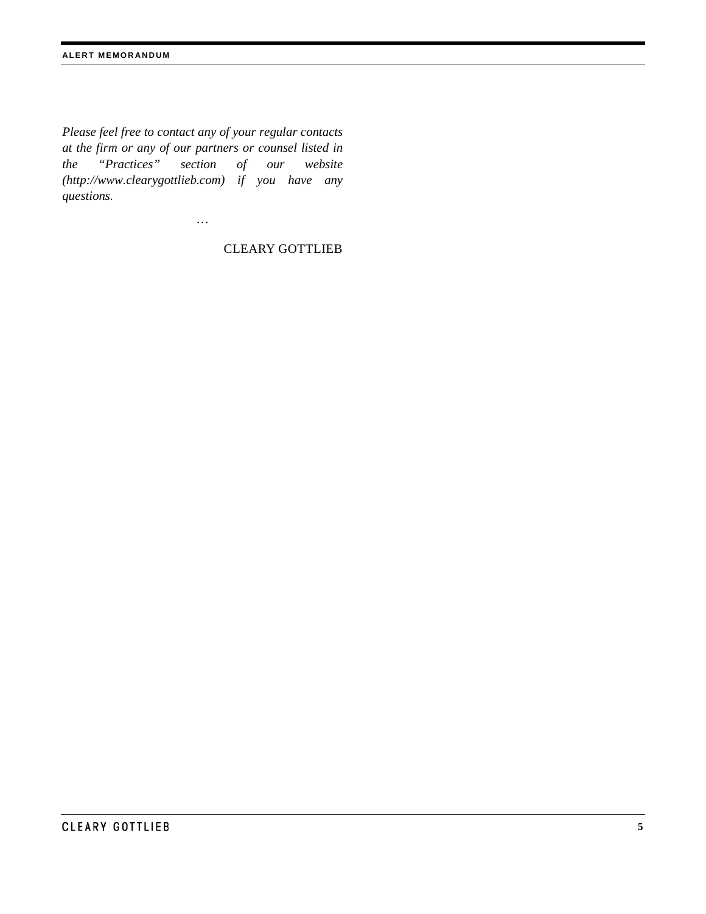*Please feel free to contact any of your regular contacts at the firm or any of our partners or counsel listed in the "Practices" section of our website (http://www.clearygottlieb.com) if you have any questions.*

…

CLEARY GOTTLIEB